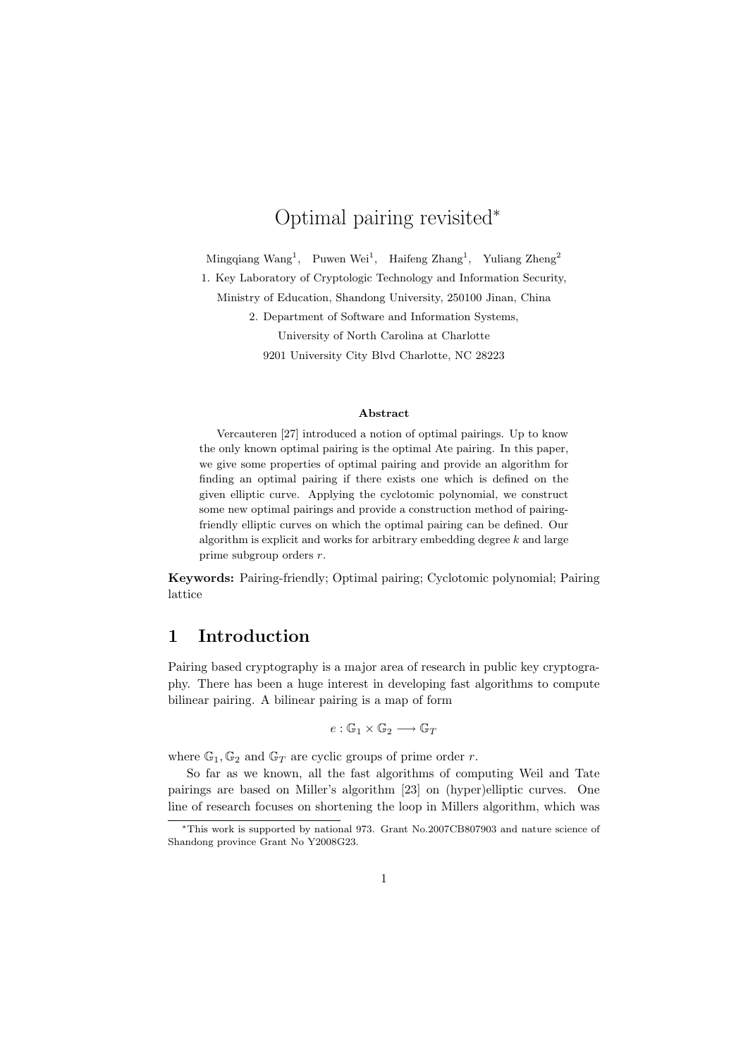# Optimal pairing revisited*

Mingqiang Wang[1], Puwen Wei[1], Haifeng Zhang[1], Yuliang Zheng[2]

1. Key Laboratory of Cryptologic Technology and Information Security, Ministry of Education, Shandong University, 250100 Jinan, China

2. Department of Software and Information Systems, University of North Carolina at Charlotte 9201 University City Blvd Charlotte, NC 28223

### Abstract

Vercauteren [27] introduced a notion of optimal pairings. Up to know the only known optimal pairing is the optimal Ate pairing. In this paper, we give some properties of optimal pairing and provide an algorithm for finding an optimal pairing if there exists one which is defined on the given elliptic curve. Applying the cyclotomic polynomial, we construct some new optimal pairings and provide a construction method of pairing-friendly elliptic curves on which the optimal pairing can be defined. Our algorithm is explicit and works for arbitrary embedding degree $k$ and large prime subgroup orders $r$.

**Keywords:** Pairing-friendly; Optimal pairing; Cyclotomic polynomial; Pairing lattice

## 1 Introduction

Pairing based cryptography is a major area of research in public key cryptography. There has been a huge interest in developing fast algorithms to compute bilinear pairing. A bilinear pairing is a map of form

$$e : \mathbb{G}_1 \times \mathbb{G}_2 \longrightarrow \mathbb{G}_T$$

where $\mathbb{G}_1, \mathbb{G}_2$ and $\mathbb{G}_T$ are cyclic groups of prime order $r$.

So far as we known, all the fast algorithms of computing Weil and Tate pairings are based on Miller's algorithm [23] on (hyper)elliptic curves. One line of research focuses on shortening the loop in Millers algorithm, which was

*This work is supported by national 973. Grant No.2007CB807903 and nature science of Shandong province Grant No Y2008G23.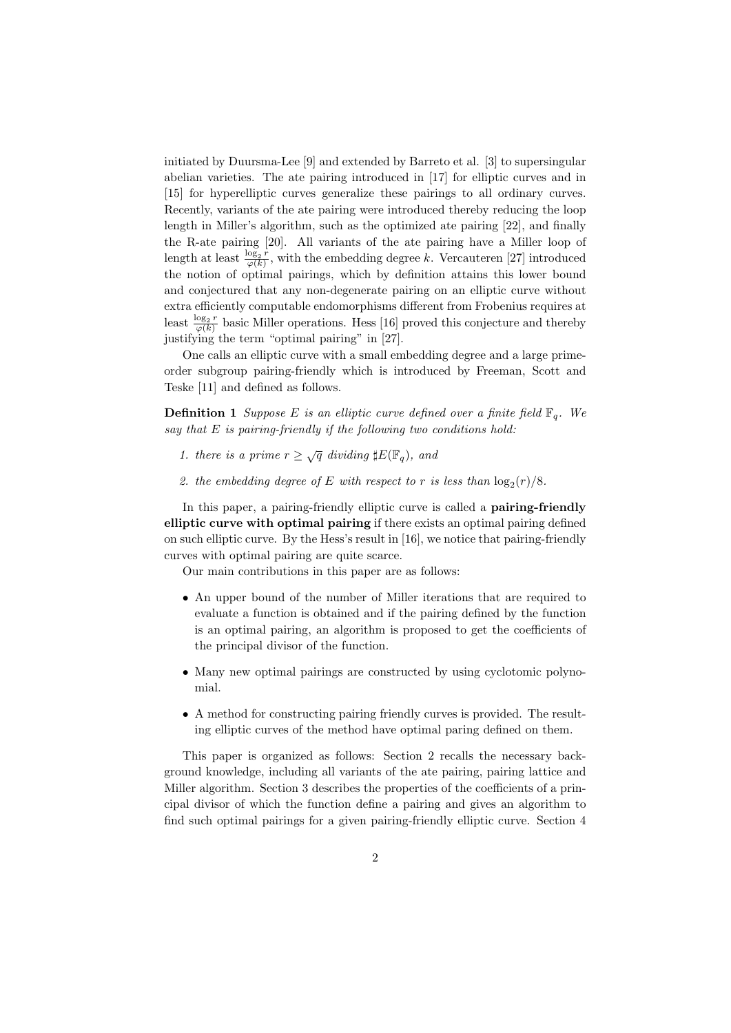initiated by Duursma-Lee [9] and extended by Barreto et al. [3] to supersingular abelian varieties. The ate pairing introduced in [17] for elliptic curves and in [15] for hyperelliptic curves generalize these pairings to all ordinary curves. Recently, variants of the ate pairing were introduced thereby reducing the loop length in Miller's algorithm, such as the optimized ate pairing [22], and finally the R-ate pairing [20]. All variants of the ate pairing have a Miller loop of length at least $\frac{\log_2 r}{\varphi(k)}$, with the embedding degree $k$. Vercauteren [27] introduced the notion of optimal pairings, which by definition attains this lower bound and conjectured that any non-degenerate pairing on an elliptic curve without extra efficiently computable endomorphisms different from Frobenius requires at least $\frac{\log_2 r}{\varphi(k)}$ basic Miller operations. Hess [16] proved this conjecture and thereby justifying the term "optimal pairing" in [27].

One calls an elliptic curve with a small embedding degree and a large prime-order subgroup pairing-friendly which is introduced by Freeman, Scott and Teske [11] and defined as follows.

**Definition 1** *Suppose $E$ is an elliptic curve defined over a finite field $\mathbb{F}_q$. We say that $E$ is pairing-friendly if the following two conditions hold:*

1. *there is a prime $r \geq \sqrt{q}$ dividing $\sharp E(\mathbb{F}_q)$, and*
2. *the embedding degree of $E$ with respect to $r$ is less than $\log_2(r)/8$.*

In this paper, a pairing-friendly elliptic curve is called a **pairing-friendly elliptic curve with optimal pairing** if there exists an optimal pairing defined on such elliptic curve. By the Hess's result in [16], we notice that pairing-friendly curves with optimal pairing are quite scarce.

Our main contributions in this paper are as follows:

- An upper bound of the number of Miller iterations that are required to evaluate a function is obtained and if the pairing defined by the function is an optimal pairing, an algorithm is proposed to get the coefficients of the principal divisor of the function.
- Many new optimal pairings are constructed by using cyclotomic polynomial.
- A method for constructing pairing friendly curves is provided. The resulting elliptic curves of the method have optimal paring defined on them.

This paper is organized as follows: Section 2 recalls the necessary background knowledge, including all variants of the ate pairing, pairing lattice and Miller algorithm. Section 3 describes the properties of the coefficients of a principal divisor of which the function define a pairing and gives an algorithm to find such optimal pairings for a given pairing-friendly elliptic curve. Section 4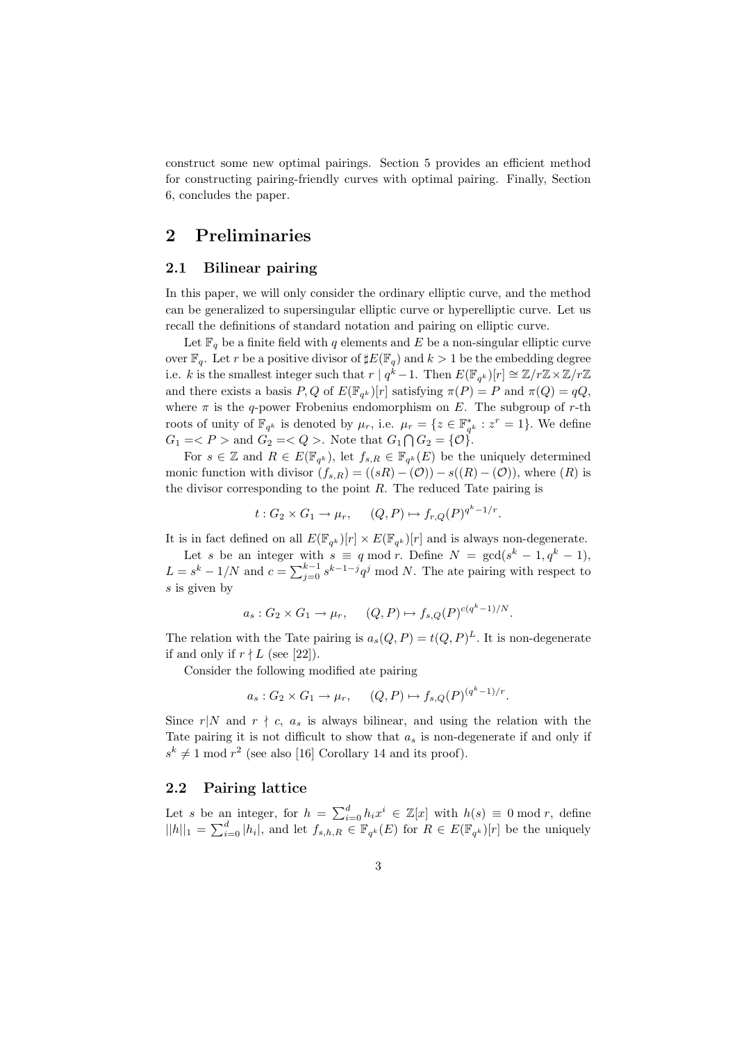construct some new optimal pairings. Section 5 provides an efficient method for constructing pairing-friendly curves with optimal pairing. Finally, Section 6, concludes the paper.

## 2 Preliminaries

### 2.1 Bilinear pairing

In this paper, we will only consider the ordinary elliptic curve, and the method can be generalized to supersingular elliptic curve or hyperelliptic curve. Let us recall the definitions of standard notation and pairing on elliptic curve.

Let $\mathbb{F}_q$ be a finite field with $q$ elements and $E$ be a non-singular elliptic curve over $\mathbb{F}_q$. Let $r$ be a positive divisor of $\sharp E(\mathbb{F}_q)$ and $k > 1$ be the embedding degree i.e. $k$ is the smallest integer such that $r \mid q^k - 1$. Then $E(\mathbb{F}_{q^k})[r] \cong \mathbb{Z}/r\mathbb{Z} \times \mathbb{Z}/r\mathbb{Z}$ and there exists a basis $P, Q$ of $E(\mathbb{F}_{q^k})[r]$ satisfying $\pi(P) = P$ and $\pi(Q) = qQ$, where $\pi$ is the $q$-power Frobenius endomorphism on $E$. The subgroup of $r$-th roots of unity of $\mathbb{F}_{q^k}$ is denoted by $\mu_r$, i.e. $\mu_r = \{z \in \mathbb{F}^*_{q^k} : z^r = 1\}$. We define $G_1 =< P >$ and $G_2 =< Q >$. Note that $G_1 \bigcap G_2 = \{\mathcal{O}\}$.

For $s \in \mathbb{Z}$ and $R \in E(\mathbb{F}_{q^k})$, let $f_{s,R} \in \mathbb{F}_{q^k}(E)$ be the uniquely determined monic function with divisor $(f_{s,R}) = ((sR) - (\mathcal{O})) - s((R) - (\mathcal{O}))$, where $(R)$ is the divisor corresponding to the point $R$. The reduced Tate pairing is

$$t : G_2 \times G_1 \to \mu_r, \quad (Q, P) \mapsto f_{r,Q}(P)^{q^k - 1/r}.$$

It is in fact defined on all $E(\mathbb{F}_{q^k})[r] \times E(\mathbb{F}_{q^k})[r]$ and is always non-degenerate.

Let $s$ be an integer with $s \equiv q \bmod r$. Define $N = \gcd(s^k - 1, q^k - 1)$, $L = s^k - 1/N$ and $c = \sum_{j=0}^{k-1} s^{k-1-j} q^j \bmod N$. The ate pairing with respect to $s$ is given by

$$a_s : G_2 \times G_1 \to \mu_r, \quad (Q, P) \mapsto f_{s,Q}(P)^{c(q^k-1)/N}.$$

The relation with the Tate pairing is $a_s(Q, P) = t(Q, P)^L$. It is non-degenerate if and only if $r \nmid L$ (see [22]).

Consider the following modified ate pairing

$$a_s : G_2 \times G_1 \to \mu_r, \quad (Q, P) \mapsto f_{s,Q}(P)^{(q^k-1)/r}.$$

Since $r|N$ and $r \nmid c$, $a_s$ is always bilinear, and using the relation with the Tate pairing it is not difficult to show that $a_s$ is non-degenerate if and only if $s^k \neq 1 \bmod r^2$ (see also [16] Corollary 14 and its proof).

### 2.2 Pairing lattice

Let $s$ be an integer, for $h = \sum_{i=0}^{d} h_i x^i \in \mathbb{Z}[x]$ with $h(s) \equiv 0 \bmod r$, define $||h||_1 = \sum_{i=0}^{d} |h_i|$, and let $f_{s,h,R} \in \mathbb{F}_{q^k}(E)$ for $R \in E(\mathbb{F}_{q^k})[r]$ be the uniquely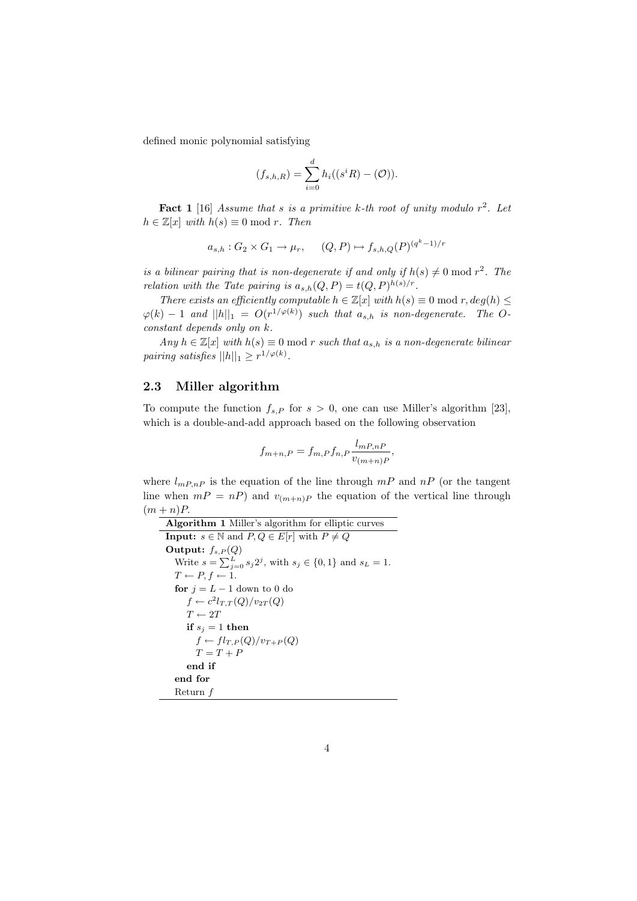defined monic polynomial satisfying

$$(f_{s,h,R}) = \sum_{i=0}^{d} h_i((s^i R) - (\mathcal{O})).$$

**Fact 1** [16] *Assume that $s$ is a primitive $k$-th root of unity modulo $r^2$. Let $h \in \mathbb{Z}[x]$ with $h(s) \equiv 0 \bmod r$. Then*

$$a_{s,h} : G_2 \times G_1 \to \mu_r, \quad (Q, P) \mapsto f_{s,h,Q}(P)^{(q^k-1)/r}$$

*is a bilinear pairing that is non-degenerate if and only if $h(s) \not\equiv 0 \bmod r^2$. The relation with the Tate pairing is $a_{s,h}(Q,P) = t(Q,P)^{h(s)/r}$.*

*There exists an efficiently computable $h \in \mathbb{Z}[x]$ with $h(s) \equiv 0 \bmod r, deg(h) \leq \varphi(k) - 1$ and $||h||_1 = O(r^{1/\varphi(k)})$ such that $a_{s,h}$ is non-degenerate. The O-constant depends only on $k$.*

*Any $h \in \mathbb{Z}[x]$ with $h(s) \equiv 0 \bmod r$ such that $a_{s,h}$ is a non-degenerate bilinear pairing satisfies $||h||_1 \geq r^{1/\varphi(k)}$.*

## 2.3 Miller algorithm

To compute the function $f_{s,P}$ for $s > 0$, one can use Miller's algorithm [23], which is a double-and-add approach based on the following observation

$$f_{m+n,P} = f_{m,P} f_{n,P} \frac{l_{mP,nP}}{v_{(m+n)P}},$$

where $l_{mP,nP}$ is the equation of the line through $mP$ and $nP$ (or the tangent line when $mP = nP$) and $v_{(m+n)P}$ the equation of the vertical line through $(m+n)P$.

**Algorithm 1** Miller's algorithm for elliptic curves

**Input:** $s \in \mathbb{N}$ and $P, Q \in E[r]$ with $P \neq Q$
**Output:** $f_{s,P}(Q)$

```
Write s = Σ_{j=0}^{L} s_j 2^j, with s_j ∈ {0,1} and s_L = 1.
T ← P, f ← 1.
for j = L − 1 down to 0 do
    f ← c^2 l_{T,T}(Q)/v_{2T}(Q)
    T ← 2T
    if s_j = 1 then
        f ← f l_{T,P}(Q)/v_{T+P}(Q)
        T = T + P
    end if
end for
Return f
```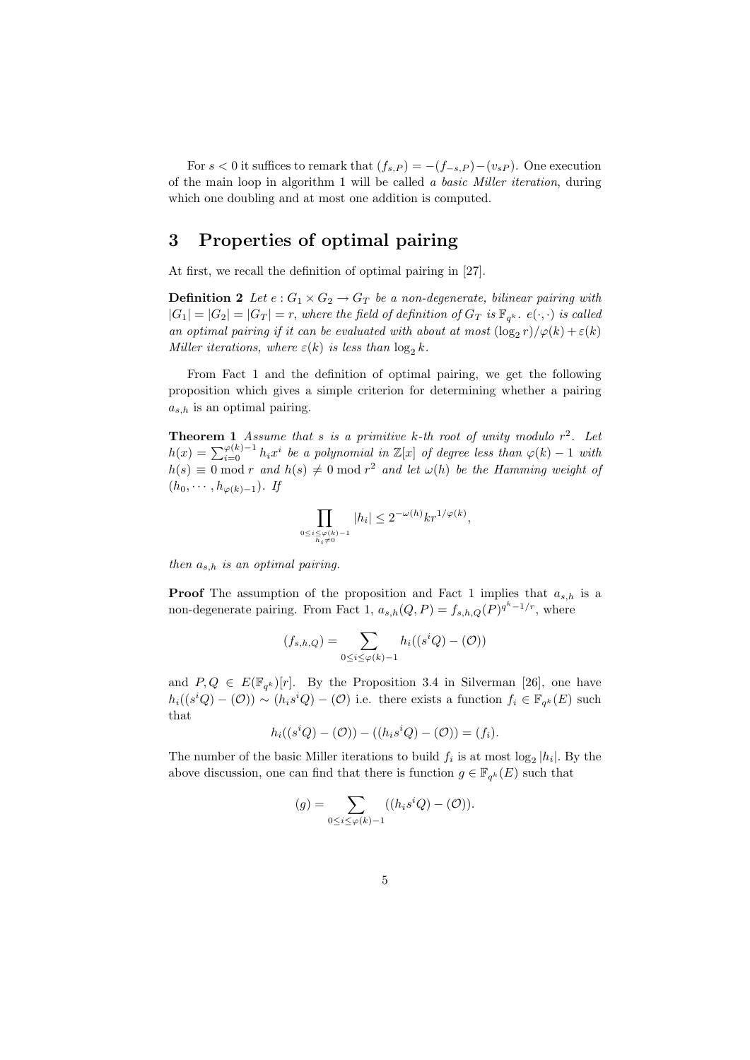For $s < 0$ it suffices to remark that $(f_{s,P}) = -(f_{-s,P}) - (v_{sP})$. One execution of the main loop in algorithm 1 will be called *a basic Miller iteration*, during which one doubling and at most one addition is computed.

## 3 Properties of optimal pairing

At first, we recall the definition of optimal pairing in [27].

**Definition 2** *Let $e : G_1 \times G_2 \to G_T$ be a non-degenerate, bilinear pairing with $|G_1| = |G_2| = |G_T| = r$, where the field of definition of $G_T$ is $\mathbb{F}_{q^k}$. $e(\cdot, \cdot)$ is called an optimal pairing if it can be evaluated with about at most $(\log_2 r)/\varphi(k) + \varepsilon(k)$ Miller iterations, where $\varepsilon(k)$ is less than $\log_2 k$.*

From Fact 1 and the definition of optimal pairing, we get the following proposition which gives a simple criterion for determining whether a pairing $a_{s,h}$ is an optimal pairing.

**Theorem 1** *Assume that $s$ is a primitive $k$-th root of unity modulo $r^2$. Let $h(x) = \sum_{i=0}^{\varphi(k)-1} h_i x^i$ be a polynomial in $\mathbb{Z}[x]$ of degree less than $\varphi(k) - 1$ with $h(s) \equiv 0 \bmod r$ and $h(s) \not\equiv 0 \bmod r^2$ and let $\omega(h)$ be the Hamming weight of $(h_0, \cdots, h_{\varphi(k)-1})$. If*

$$\prod_{\substack{0 \le i \le \varphi(k)-1 \\ h_i \neq 0}} |h_i| \le 2^{-\omega(h)} k r^{1/\varphi(k)},$$

*then $a_{s,h}$ is an optimal pairing.*

**Proof** The assumption of the proposition and Fact 1 implies that $a_{s,h}$ is a non-degenerate pairing. From Fact 1, $a_{s,h}(Q, P) = f_{s,h,Q}(P)^{q^k - 1/r}$, where

$$(f_{s,h,Q}) = \sum_{0 \le i \le \varphi(k)-1} h_i((s^i Q) - (\mathcal{O}))$$

and $P, Q \in E(\mathbb{F}_{q^k})[r]$. By the Proposition 3.4 in Silverman [26], one have $h_i((s^i Q) - (\mathcal{O})) \sim (h_i s^i Q) - (\mathcal{O})$ i.e. there exists a function $f_i \in \mathbb{F}_{q^k}(E)$ such that

$$h_i((s^i Q) - (\mathcal{O})) - ((h_i s^i Q) - (\mathcal{O})) = (f_i).$$

The number of the basic Miller iterations to build $f_i$ is at most $\log_2 |h_i|$. By the above discussion, one can find that there is function $g \in \mathbb{F}_{q^k}(E)$ such that

$$(g) = \sum_{0 \le i \le \varphi(k)-1} ((h_i s^i Q) - (\mathcal{O})).$$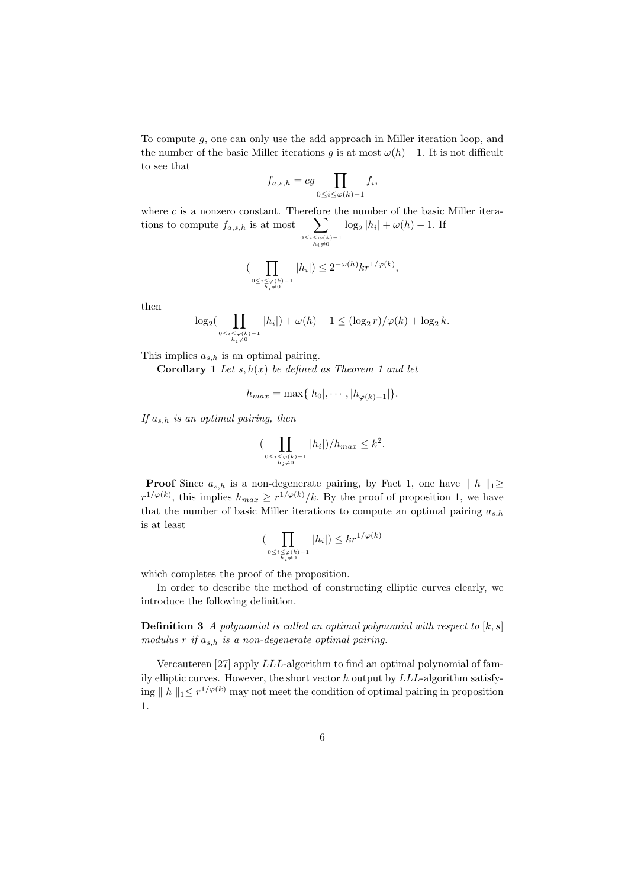To compute $g$, one can only use the add approach in Miller iteration loop, and the number of the basic Miller iterations $g$ is at most $\omega(h) - 1$. It is not difficult to see that

$$f_{a,s,h} = cg \prod_{0 \leq i \leq \varphi(k)-1} f_i,$$

where $c$ is a nonzero constant. Therefore the number of the basic Miller iterations to compute $f_{a,s,h}$ is at most $\sum_{\substack{0 \leq i \leq \varphi(k)-1 \\ h_i \neq 0}} \log_2 |h_i| + \omega(h) - 1$. If

$$(\prod_{\substack{0 \leq i \leq \varphi(k)-1 \\ h_i \neq 0}} |h_i|) \leq 2^{-\omega(h)} k r^{1/\varphi(k)},$$

then

$$\log_2 (\prod_{\substack{0 \leq i \leq \varphi(k)-1 \\ h_i \neq 0}} |h_i|) + \omega(h) - 1 \leq (\log_2 r)/\varphi(k) + \log_2 k.$$

This implies $a_{s,h}$ is an optimal pairing.

**Corollary 1** *Let $s, h(x)$ be defined as Theorem 1 and let*

$$h_{max} = \max\{|h_0|, \cdots, |h_{\varphi(k)-1}|\}.$$

*If $a_{s,h}$ is an optimal pairing, then*

$$(\prod_{\substack{0 \leq i \leq \varphi(k)-1 \\ h_i \neq 0}} |h_i|)/h_{max} \leq k^2.$$

**Proof** Since $a_{s,h}$ is a non-degenerate pairing, by Fact 1, one have $\parallel h \parallel_1 \geq r^{1/\varphi(k)}$, this implies $h_{max} \geq r^{1/\varphi(k)}/k$. By the proof of proposition 1, we have that the number of basic Miller iterations to compute an optimal pairing $a_{s,h}$ is at least

$$(\prod_{\substack{0 \leq i \leq \varphi(k)-1 \\ h_i \neq 0}} |h_i|) \leq k r^{1/\varphi(k)}$$

which completes the proof of the proposition.

In order to describe the method of constructing elliptic curves clearly, we introduce the following definition.

**Definition 3** *A polynomial is called an optimal polynomial with respect to $[k, s]$ modulus $r$ if $a_{s,h}$ is a non-degenerate optimal pairing.*

Vercauteren [27] apply *LLL*-algorithm to find an optimal polynomial of family elliptic curves. However, the short vector $h$ output by *LLL*-algorithm satisfying $\parallel h \parallel_1 \leq r^{1/\varphi(k)}$ may not meet the condition of optimal pairing in proposition 1.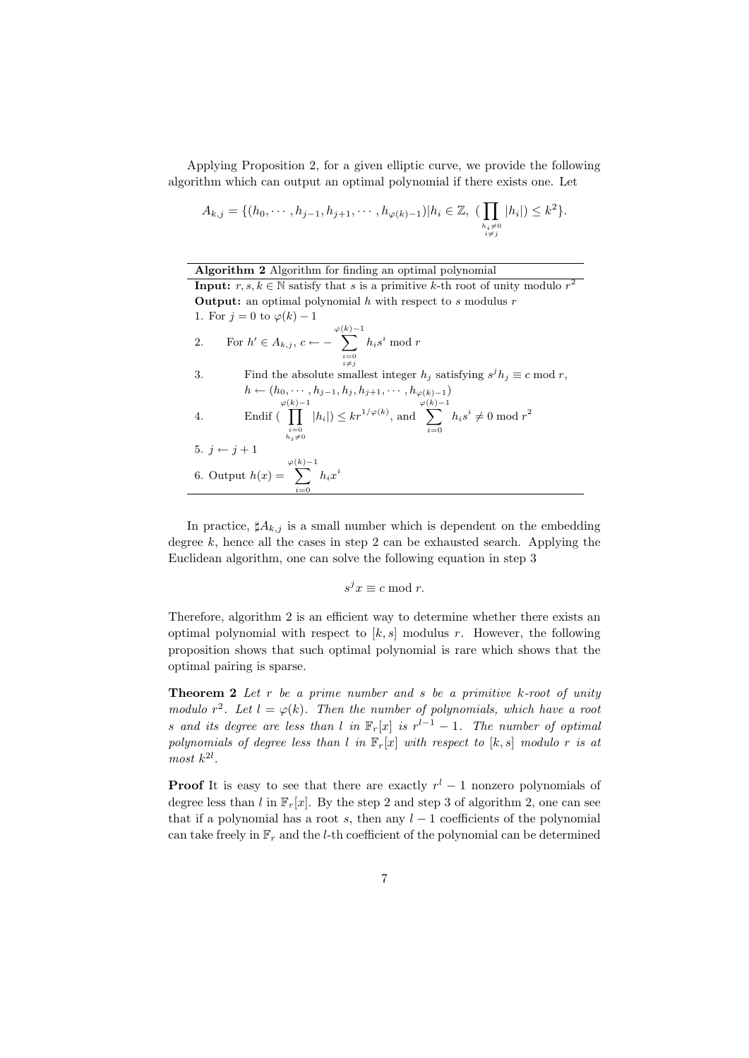Applying Proposition 2, for a given elliptic curve, we provide the following algorithm which can output an optimal polynomial if there exists one. Let

$$A_{k,j} = \{(h_0, \cdots, h_{j-1}, h_{j+1}, \cdots, h_{\varphi(k)-1}) | h_i \in \mathbb{Z}, \ (\prod_{\substack{h_i \neq 0 \\ i \neq j}} |h_i|) \leq k^2\}.$$

---

**Algorithm 2** Algorithm for finding an optimal polynomial

---

**Input:** $r, s, k \in \mathbb{N}$ satisfy that $s$ is a primitive $k$-th root of unity modulo $r^2$

**Output:** an optimal polynomial $h$ with respect to $s$ modulus $r$

1. For $j = 0$ to $\varphi(k) - 1$
2. For $h' \in A_{k,j}$, $c \leftarrow -\sum_{\substack{i=0 \\ i \neq j}}^{\varphi(k)-1} h_i s^i \bmod r$
3. Find the absolute smallest integer $h_j$ satisfying $s^j h_j \equiv c \bmod r$, $h \leftarrow (h_0, \cdots, h_{j-1}, h_j, h_{j+1}, \cdots, h_{\varphi(k)-1})$
4. Endif $(\prod_{\substack{i=0 \\ h_i \neq 0}}^{\varphi(k)-1} |h_i|) \leq kr^{1/\varphi(k)}$, and $\sum_{i=0}^{\varphi(k)-1} h_i s^i \neq 0 \bmod r^2$
5. $j \leftarrow j + 1$
6. Output $h(x) = \sum_{i=0}^{\varphi(k)-1} h_i x^i$

---

In practice, $\sharp A_{k,j}$ is a small number which is dependent on the embedding degree $k$, hence all the cases in step 2 can be exhausted search. Applying the Euclidean algorithm, one can solve the following equation in step 3

$$s^j x \equiv c \bmod r.$$

Therefore, algorithm 2 is an efficient way to determine whether there exists an optimal polynomial with respect to $[k, s]$ modulus $r$. However, the following proposition shows that such optimal polynomial is rare which shows that the optimal pairing is sparse.

**Theorem 2** *Let $r$ be a prime number and $s$ be a primitive $k$-root of unity modulo $r^2$. Let $l = \varphi(k)$. Then the number of polynomials, which have a root $s$ and its degree are less than $l$ in $\mathbb{F}_r[x]$ is $r^{l-1} - 1$. The number of optimal polynomials of degree less than $l$ in $\mathbb{F}_r[x]$ with respect to $[k, s]$ modulo $r$ is at most $k^{2l}$.*

**Proof** It is easy to see that there are exactly $r^l - 1$ nonzero polynomials of degree less than $l$ in $\mathbb{F}_r[x]$. By the step 2 and step 3 of algorithm 2, one can see that if a polynomial has a root $s$, then any $l - 1$ coefficients of the polynomial can take freely in $\mathbb{F}_r$ and the $l$-th coefficient of the polynomial can be determined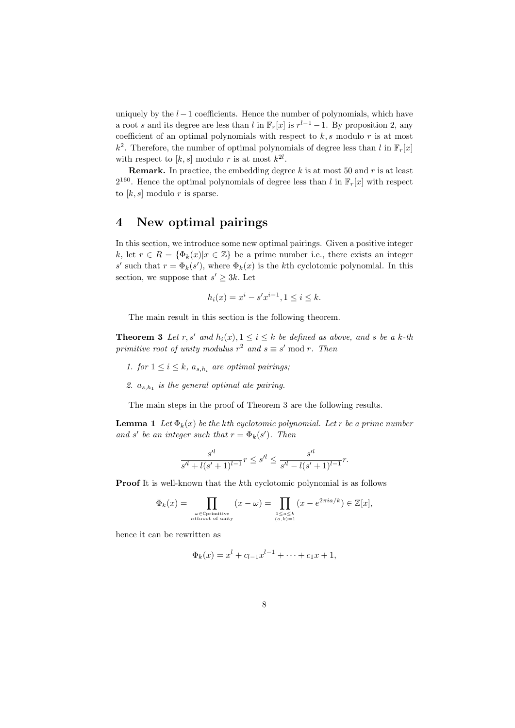uniquely by the $l-1$ coefficients. Hence the number of polynomials, which have a root $s$ and its degree are less than $l$ in $\mathbb{F}_r[x]$ is $r^{l-1}-1$. By proposition 2, any coefficient of an optimal polynomials with respect to $k, s$ modulo $r$ is at most $k^2$. Therefore, the number of optimal polynomials of degree less than $l$ in $\mathbb{F}_r[x]$ with respect to $[k, s]$ modulo $r$ is at most $k^{2l}$.

**Remark.** In practice, the embedding degree $k$ is at most 50 and $r$ is at least $2^{160}$. Hence the optimal polynomials of degree less than $l$ in $\mathbb{F}_r[x]$ with respect to $[k, s]$ modulo $r$ is sparse.

## 4 New optimal pairings

In this section, we introduce some new optimal pairings. Given a positive integer $k$, let $r \in R = \{\Phi_k(x) | x \in \mathbb{Z}\}$ be a prime number i.e., there exists an integer $s'$ such that $r = \Phi_k(s')$, where $\Phi_k(x)$ is the $k$th cyclotomic polynomial. In this section, we suppose that $s' \geq 3k$. Let

$$h_i(x) = x^i - s'x^{i-1}, 1 \leq i \leq k.$$

The main result in this section is the following theorem.

**Theorem 3** *Let $r, s'$ and $h_i(x), 1 \leq i \leq k$ be defined as above, and $s$ be a $k$-th primitive root of unity modulus $r^2$ and $s \equiv s' \bmod r$. Then*

1. *for $1 \leq i \leq k$, $a_{s,h_i}$ are optimal pairings;*
2. *$a_{s,h_1}$ is the general optimal ate pairing.*

The main steps in the proof of Theorem 3 are the following results.

**Lemma 1** *Let $\Phi_k(x)$ be the $k$th cyclotomic polynomial. Let $r$ be a prime number and $s'$ be an integer such that $r = \Phi_k(s')$. Then*

$$\frac{s'^l}{s'^l + l(s'+1)^{l-1}} r \leq s'^l \leq \frac{s'^l}{s'^l - l(s'+1)^{l-1}} r.$$

**Proof** It is well-known that the $k$th cyclotomic polynomial is as follows

$$\Phi_k(x) = \prod_{\substack{\omega \in \mathbb{C} \text{primitive} \\ n th \text{root of unity}}} (x - \omega) = \prod_{\substack{1 \leq a \leq k \\ (a,k)=1}} (x - e^{2\pi i a/k}) \in \mathbb{Z}[x],$$

hence it can be rewritten as

$$\Phi_k(x) = x^l + c_{l-1}x^{l-1} + \cdots + c_1 x + 1,$$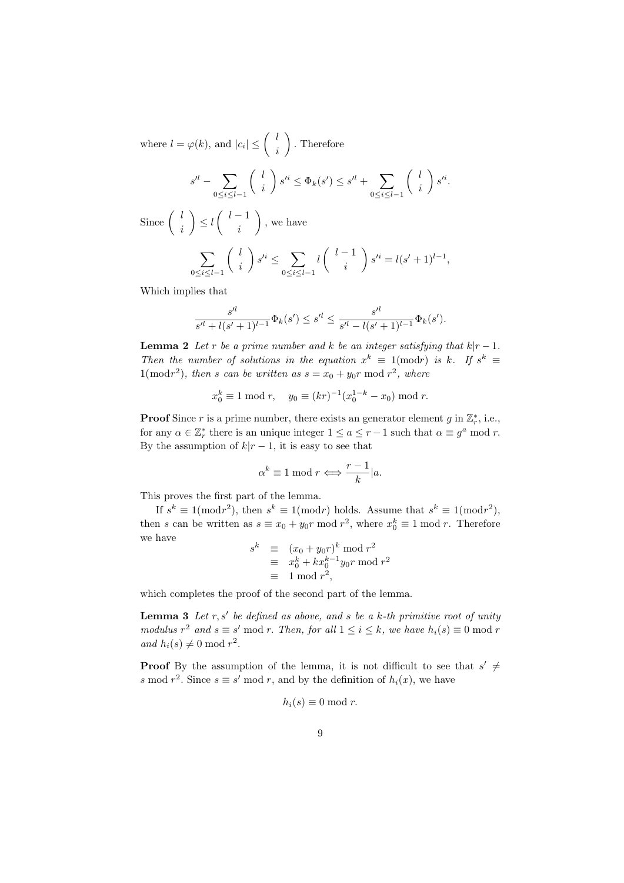where $l = \varphi(k)$, and $|c_i| \leq \left( \begin{array}{c} l \\ i \end{array} \right)$. Therefore

$$s'^l - \sum_{0 \leq i \leq l-1} \left( \begin{array}{c} l \\ i \end{array} \right) s'^i \leq \Phi_k(s') \leq s'^l + \sum_{0 \leq i \leq l-1} \left( \begin{array}{c} l \\ i \end{array} \right) s'^i.$$

Since $\left( \begin{array}{c} l \\ i \end{array} \right) \leq l \left( \begin{array}{c} l-1 \\ i \end{array} \right)$, we have

$$\sum_{0 \leq i \leq l-1} \left( \begin{array}{c} l \\ i \end{array} \right) s'^i \leq \sum_{0 \leq i \leq l-1} l \left( \begin{array}{c} l-1 \\ i \end{array} \right) s'^i = l(s'+1)^{l-1},$$

Which implies that

$$\frac{s'^l}{s'^l + l(s'+1)^{l-1}} \Phi_k(s') \leq s'^l \leq \frac{s'^l}{s'^l - l(s'+1)^{l-1}} \Phi_k(s').$$

**Lemma 2** *Let $r$ be a prime number and $k$ be an integer satisfying that $k|r-1$. Then the number of solutions in the equation $x^k \equiv 1 (\text{mod} r)$ is $k$. If $s^k \equiv 1 (\text{mod} r^2)$, then $s$ can be written as $s = x_0 + y_0 r \bmod r^2$, where*

$$x_0^k \equiv 1 \bmod r, \quad y_0 \equiv (kr)^{-1}(x_0^{1-k} - x_0) \bmod r.$$

**Proof** Since $r$ is a prime number, there exists an generator element $g$ in $\mathbb{Z}_r^*$, i.e., for any $\alpha \in \mathbb{Z}_r^*$ there is an unique integer $1 \leq a \leq r-1$ such that $\alpha \equiv g^a \bmod r$. By the assumption of $k|r-1$, it is easy to see that

$$\alpha^k \equiv 1 \bmod r \Longleftrightarrow \frac{r-1}{k} | a.$$

This proves the first part of the lemma.

If $s^k \equiv 1 (\text{mod} r^2)$, then $s^k \equiv 1 (\text{mod} r)$ holds. Assume that $s^k \equiv 1 (\text{mod} r^2)$, then $s$ can be written as $s \equiv x_0 + y_0 r \bmod r^2$, where $x_0^k \equiv 1 \bmod r$. Therefore we have

$$\begin{aligned} s^k &\equiv (x_0 + y_0 r)^k \bmod r^2 \\ &\equiv x_0^k + k x_0^{k-1} y_0 r \bmod r^2 \\ &\equiv 1 \bmod r^2, \end{aligned}$$

which completes the proof of the second part of the lemma.

**Lemma 3** *Let $r, s'$ be defined as above, and $s$ be a $k$-th primitive root of unity modulus $r^2$ and $s \equiv s' \bmod r$. Then, for all $1 \leq i \leq k$, we have $h_i(s) \equiv 0 \bmod r$ and $h_i(s) \neq 0 \bmod r^2$.*

**Proof** By the assumption of the lemma, it is not difficult to see that $s' \neq s \bmod r^2$. Since $s \equiv s' \bmod r$, and by the definition of $h_i(x)$, we have

$$h_i(s) \equiv 0 \bmod r.$$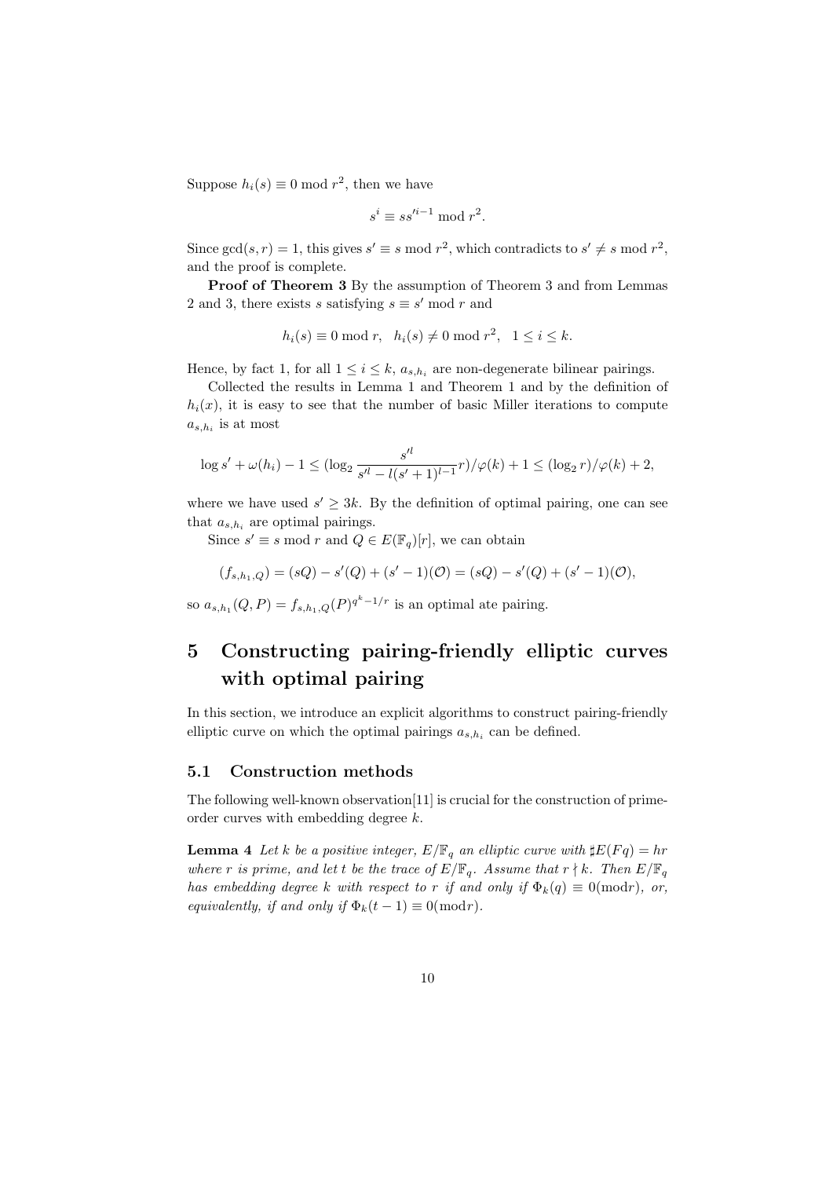Suppose $h_i(s) \equiv 0 \bmod r^2$, then we have

$$s^i \equiv s s'^{i-1} \bmod r^2.$$

Since $\gcd(s, r) = 1$, this gives $s' \equiv s \bmod r^2$, which contradicts to $s' \neq s \bmod r^2$, and the proof is complete.

**Proof of Theorem 3** By the assumption of Theorem 3 and from Lemmas 2 and 3, there exists $s$ satisfying $s \equiv s' \bmod r$ and

$$h_i(s) \equiv 0 \bmod r, \quad h_i(s) \neq 0 \bmod r^2, \quad 1 \leq i \leq k.$$

Hence, by fact 1, for all $1 \leq i \leq k$, $a_{s,h_i}$ are non-degenerate bilinear pairings.

Collected the results in Lemma 1 and Theorem 1 and by the definition of $h_i(x)$, it is easy to see that the number of basic Miller iterations to compute $a_{s,h_i}$ is at most

$$\log s' + \omega(h_i) - 1 \leq (\log_2 \frac{s'^l}{s'^l - l(s'+1)^{l-1}} r)/\varphi(k) + 1 \leq (\log_2 r)/\varphi(k) + 2,$$

where we have used $s' \geq 3k$. By the definition of optimal pairing, one can see that $a_{s,h_i}$ are optimal pairings.

Since $s' \equiv s \bmod r$ and $Q \in E(\mathbb{F}_q)[r]$, we can obtain

$$(f_{s,h_1,Q}) = (sQ) - s'(Q) + (s' - 1)(\mathcal{O}) = (sQ) - s'(Q) + (s' - 1)(\mathcal{O}),$$

so $a_{s,h_1}(Q, P) = f_{s,h_1,Q}(P)^{q^k - 1/r}$ is an optimal ate pairing.

# 5 Constructing pairing-friendly elliptic curves with optimal pairing

In this section, we introduce an explicit algorithms to construct pairing-friendly elliptic curve on which the optimal pairings $a_{s,h_i}$ can be defined.

## 5.1 Construction methods

The following well-known observation[11] is crucial for the construction of prime-order curves with embedding degree $k$.

**Lemma 4** *Let $k$ be a positive integer, $E/\mathbb{F}_q$ an elliptic curve with $\sharp E(Fq) = hr$ where $r$ is prime, and let $t$ be the trace of $E/\mathbb{F}_q$. Assume that $r \nmid k$. Then $E/\mathbb{F}_q$ has embedding degree $k$ with respect to $r$ if and only if $\Phi_k(q) \equiv 0(\mathrm{mod} r)$, or, equivalently, if and only if $\Phi_k(t-1) \equiv 0(\mathrm{mod} r)$.*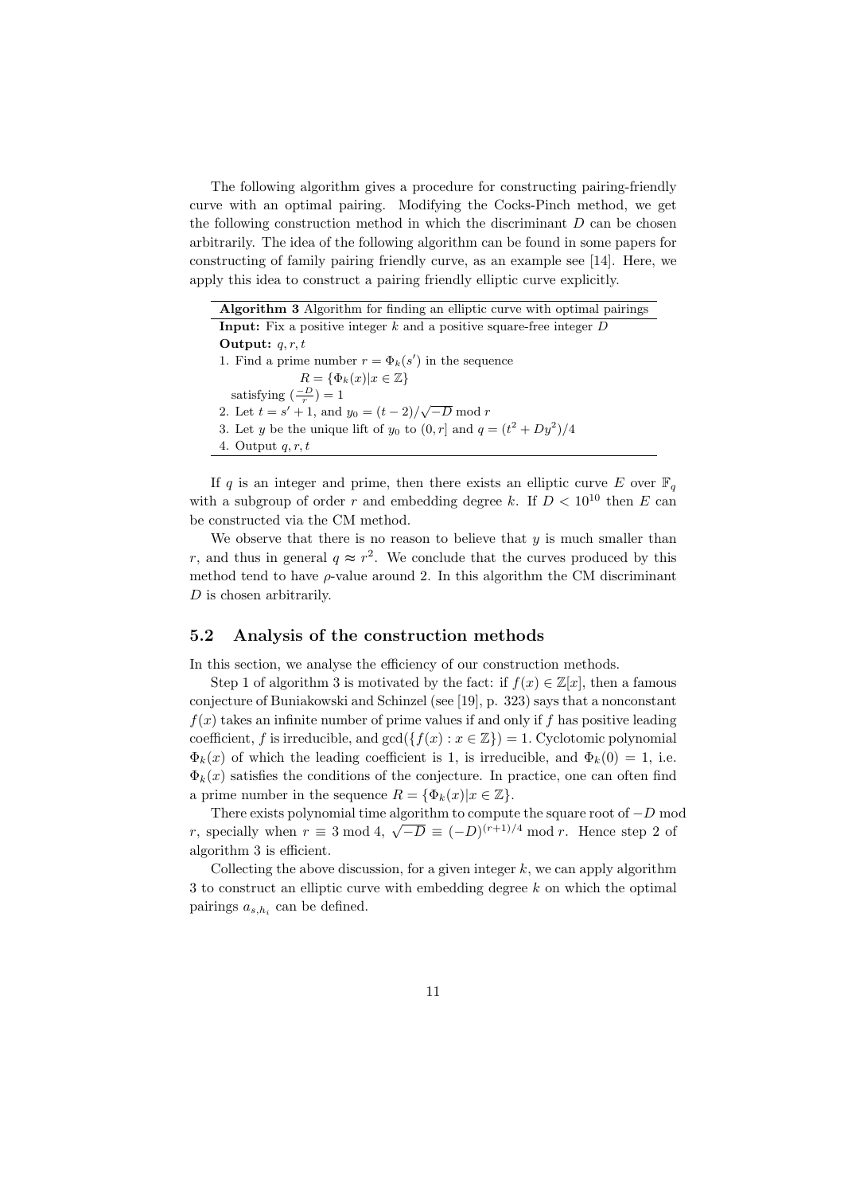The following algorithm gives a procedure for constructing pairing-friendly curve with an optimal pairing. Modifying the Cocks-Pinch method, we get the following construction method in which the discriminant $D$ can be chosen arbitrarily. The idea of the following algorithm can be found in some papers for constructing of family pairing friendly curve, as an example see [14]. Here, we apply this idea to construct a pairing friendly elliptic curve explicitly.

**Algorithm 3** Algorithm for finding an elliptic curve with optimal pairings

**Input:** Fix a positive integer $k$ and a positive square-free integer $D$

**Output:** $q, r, t$

1. Find a prime number $r = \Phi_k(s')$ in the sequence
$$R = \{\Phi_k(x) | x \in \mathbb{Z}\}$$
satisfying $(\frac{-D}{r}) = 1$
2. Let $t = s' + 1$, and $y_0 = (t-2)/\sqrt{-D} \bmod r$
3. Let $y$ be the unique lift of $y_0$ to $(0, r]$ and $q = (t^2 + Dy^2)/4$
4. Output $q, r, t$

If $q$ is an integer and prime, then there exists an elliptic curve $E$ over $\mathbb{F}_q$ with a subgroup of order $r$ and embedding degree $k$. If $D < 10^{10}$ then $E$ can be constructed via the CM method.

We observe that there is no reason to believe that $y$ is much smaller than $r$, and thus in general $q \approx r^2$. We conclude that the curves produced by this method tend to have $\rho$-value around 2. In this algorithm the CM discriminant $D$ is chosen arbitrarily.

## 5.2 Analysis of the construction methods

In this section, we analyse the efficiency of our construction methods.

Step 1 of algorithm 3 is motivated by the fact: if $f(x) \in \mathbb{Z}[x]$, then a famous conjecture of Buniakowski and Schinzel (see [19], p. 323) says that a nonconstant $f(x)$ takes an infinite number of prime values if and only if $f$ has positive leading coefficient, $f$ is irreducible, and $\gcd(\{f(x) : x \in \mathbb{Z}\}) = 1$. Cyclotomic polynomial $\Phi_k(x)$ of which the leading coefficient is 1, is irreducible, and $\Phi_k(0) = 1$, i.e. $\Phi_k(x)$ satisfies the conditions of the conjecture. In practice, one can often find a prime number in the sequence $R = \{\Phi_k(x) | x \in \mathbb{Z}\}$.

There exists polynomial time algorithm to compute the square root of $-D$ mod $r$, specially when $r \equiv 3 \bmod 4$, $\sqrt{-D} \equiv (-D)^{(r+1)/4} \bmod r$. Hence step 2 of algorithm 3 is efficient.

Collecting the above discussion, for a given integer $k$, we can apply algorithm 3 to construct an elliptic curve with embedding degree $k$ on which the optimal pairings $a_{s,h_i}$ can be defined.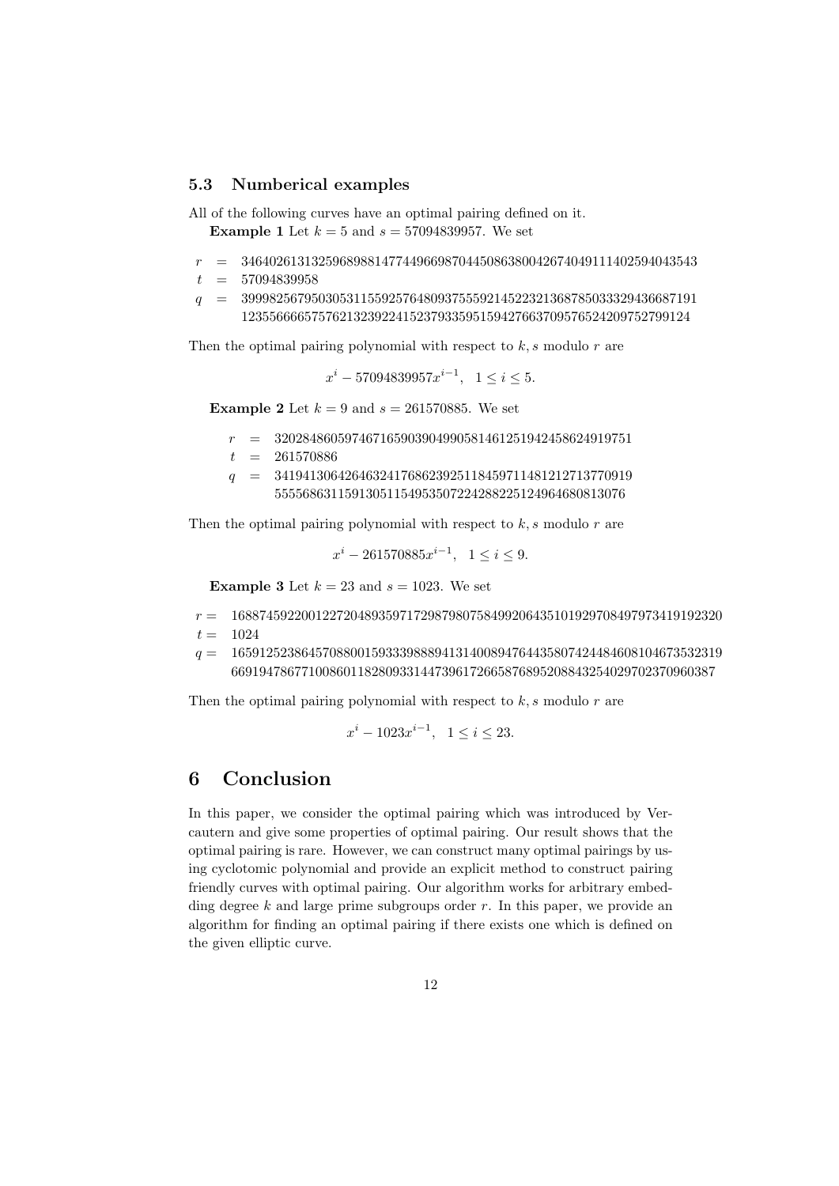### 5.3 Numberical examples

All of the following curves have an optimal pairing defined on it.

**Example 1** Let $k = 5$ and $s = 57094839957$. We set

$$
\begin{aligned}
r &= 346402613132596898814774496698704450863800426740491114025940435 43 \\
t &= 57094839958 \\
q &= 399982567950305311559257648093755592145223213687850333294366871 91 \\
&\quad 123556666575762132392241523793359515942766370957652420975279912 4
\end{aligned}
$$

Then the optimal pairing polynomial with respect to $k, s$ modulo $r$ are

$$x^i - 57094839957x^{i-1}, \quad 1 \leq i \leq 5.$$

**Example 2** Let $k = 9$ and $s = 261570885$. We set

$$
\begin{aligned}
r &= 32028486059746716590390499058146125194245862491975 1 \\
t &= 261570886 \\
q &= 34194130642646324176862392511845971148121271377091 9 \\
&\quad 55556863115913051154953507224288225124964680813076
\end{aligned}
$$

Then the optimal pairing polynomial with respect to $k, s$ modulo $r$ are

$$x^i - 261570885x^{i-1}, \quad 1 \leq i \leq 9.$$

**Example 3** Let $k = 23$ and $s = 1023$. We set

$$
\begin{aligned}
r &= 16887459220012272048935971729879807584992064351019297084979734191923 20 \\
t &= 1024 \\
q &= 16591252386457088001593339888941314008947644358074244846081046735323 19 \\
&\quad 66919478677100860118280933144739617266587689520884325402970237096038 7
\end{aligned}
$$

Then the optimal pairing polynomial with respect to $k, s$ modulo $r$ are

$$x^i - 1023x^{i-1}, \quad 1 \leq i \leq 23.$$

# 6 Conclusion

In this paper, we consider the optimal pairing which was introduced by Vercautern and give some properties of optimal pairing. Our result shows that the optimal pairing is rare. However, we can construct many optimal pairings by using cyclotomic polynomial and provide an explicit method to construct pairing friendly curves with optimal pairing. Our algorithm works for arbitrary embedding degree $k$ and large prime subgroups order $r$. In this paper, we provide an algorithm for finding an optimal pairing if there exists one which is defined on the given elliptic curve.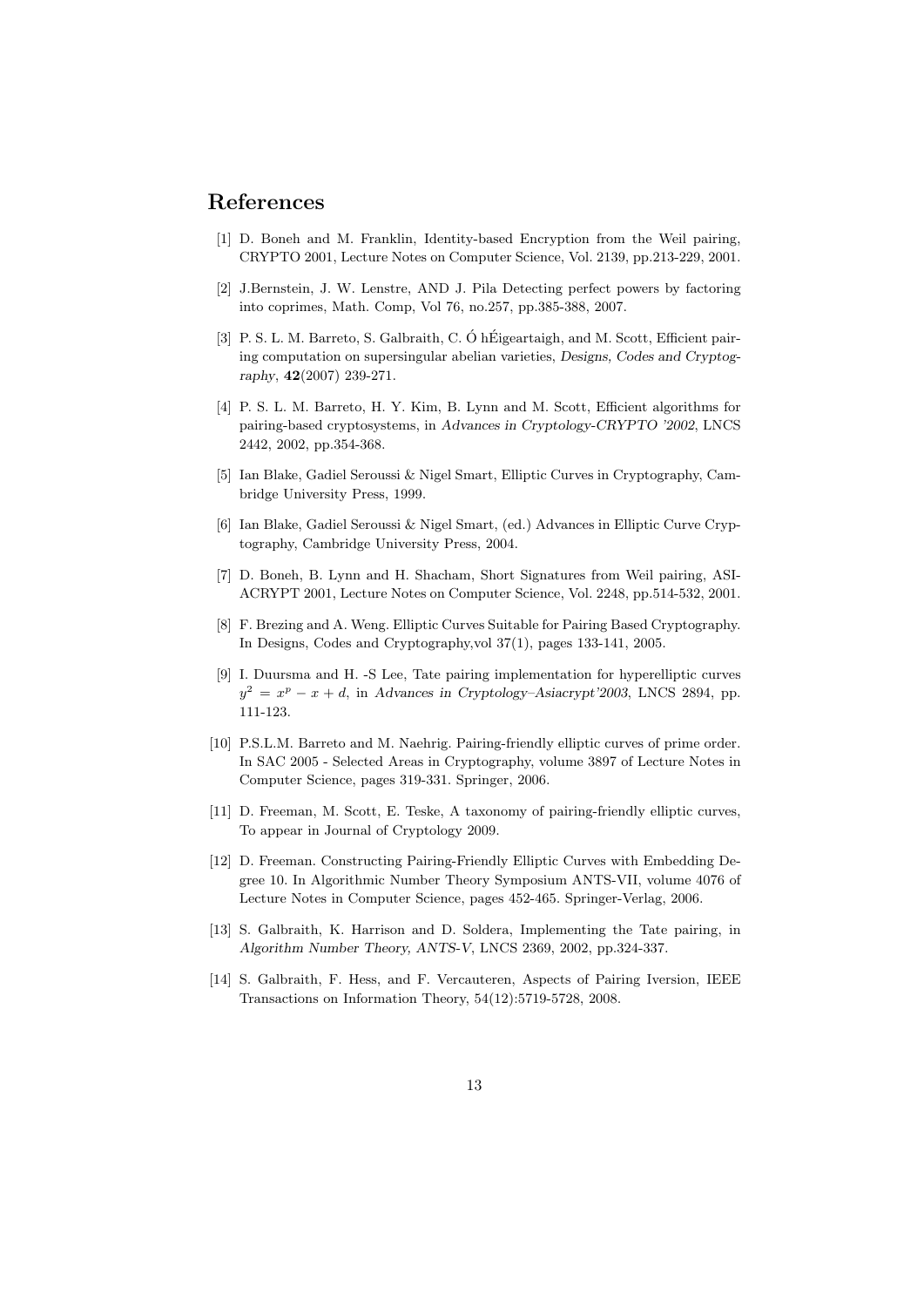# References

[1] D. Boneh and M. Franklin, Identity-based Encryption from the Weil pairing, CRYPTO 2001, Lecture Notes on Computer Science, Vol. 2139, pp.213-229, 2001.

[2] J.Bernstein, J. W. Lenstre, AND J. Pila Detecting perfect powers by factoring into coprimes, Math. Comp, Vol 76, no.257, pp.385-388, 2007.

[3] P. S. L. M. Barreto, S. Galbraith, C. Ó hÉigeartaigh, and M. Scott, Efficient pairing computation on supersingular abelian varieties, *Designs, Codes and Cryptography*, **42**(2007) 239-271.

[4] P. S. L. M. Barreto, H. Y. Kim, B. Lynn and M. Scott, Efficient algorithms for pairing-based cryptosystems, in *Advances in Cryptology-CRYPTO '2002*, LNCS 2442, 2002, pp.354-368.

[5] Ian Blake, Gadiel Seroussi & Nigel Smart, Elliptic Curves in Cryptography, Cambridge University Press, 1999.

[6] Ian Blake, Gadiel Seroussi & Nigel Smart, (ed.) Advances in Elliptic Curve Cryptography, Cambridge University Press, 2004.

[7] D. Boneh, B. Lynn and H. Shacham, Short Signatures from Weil pairing, ASIACRYPT 2001, Lecture Notes on Computer Science, Vol. 2248, pp.514-532, 2001.

[8] F. Brezing and A. Weng. Elliptic Curves Suitable for Pairing Based Cryptography. In Designs, Codes and Cryptography,vol 37(1), pages 133-141, 2005.

[9] I. Duursma and H. -S Lee, Tate pairing implementation for hyperelliptic curves $y^2 = x^p - x + d$, in *Advances in Cryptology–Asiacrypt'2003*, LNCS 2894, pp. 111-123.

[10] P.S.L.M. Barreto and M. Naehrig. Pairing-friendly elliptic curves of prime order. In SAC 2005 - Selected Areas in Cryptography, volume 3897 of Lecture Notes in Computer Science, pages 319-331. Springer, 2006.

[11] D. Freeman, M. Scott, E. Teske, A taxonomy of pairing-friendly elliptic curves, To appear in Journal of Cryptology 2009.

[12] D. Freeman. Constructing Pairing-Friendly Elliptic Curves with Embedding Degree 10. In Algorithmic Number Theory Symposium ANTS-VII, volume 4076 of Lecture Notes in Computer Science, pages 452-465. Springer-Verlag, 2006.

[13] S. Galbraith, K. Harrison and D. Soldera, Implementing the Tate pairing, in *Algorithm Number Theory, ANTS-V*, LNCS 2369, 2002, pp.324-337.

[14] S. Galbraith, F. Hess, and F. Vercauteren, Aspects of Pairing Iversion, IEEE Transactions on Information Theory, 54(12):5719-5728, 2008.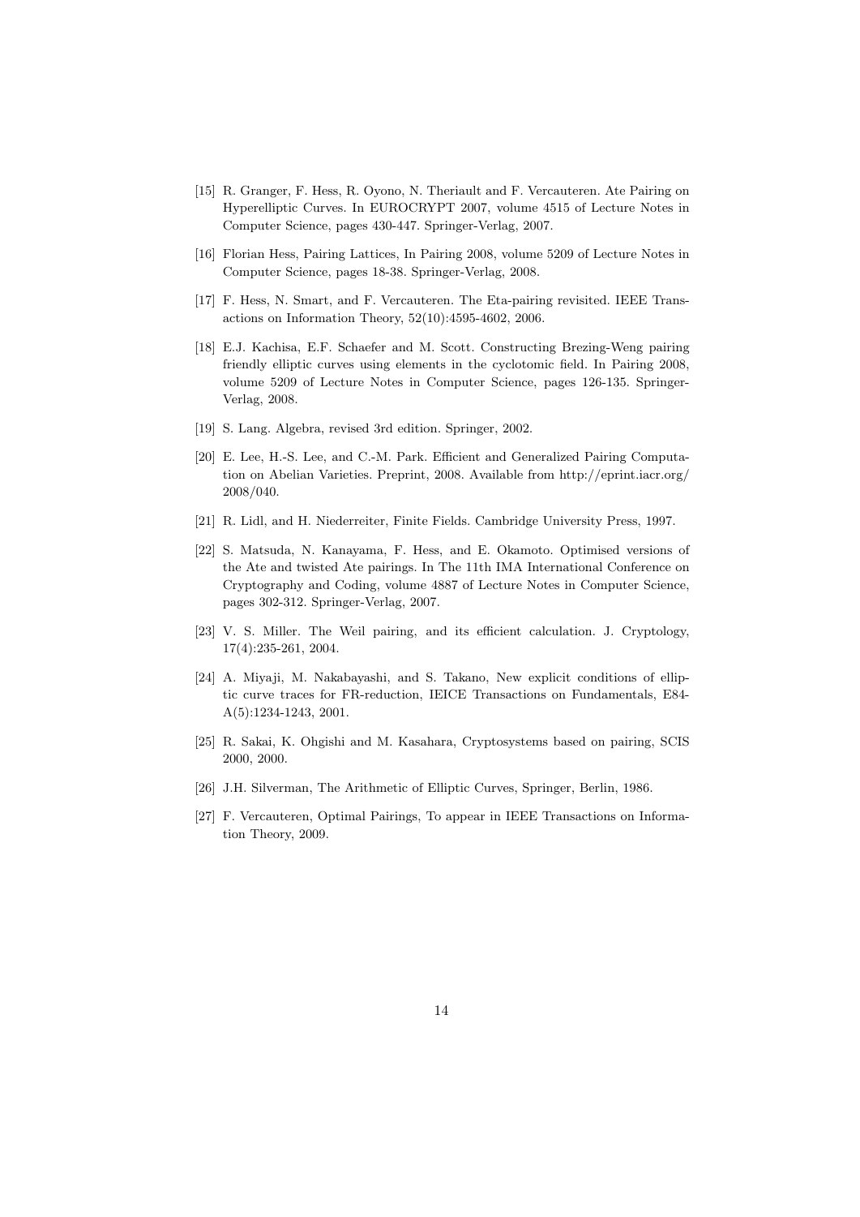[15] R. Granger, F. Hess, R. Oyono, N. Theriault and F. Vercauteren. Ate Pairing on Hyperelliptic Curves. In EUROCRYPT 2007, volume 4515 of Lecture Notes in Computer Science, pages 430-447. Springer-Verlag, 2007.

[16] Florian Hess, Pairing Lattices, In Pairing 2008, volume 5209 of Lecture Notes in Computer Science, pages 18-38. Springer-Verlag, 2008.

[17] F. Hess, N. Smart, and F. Vercauteren. The Eta-pairing revisited. IEEE Transactions on Information Theory, 52(10):4595-4602, 2006.

[18] E.J. Kachisa, E.F. Schaefer and M. Scott. Constructing Brezing-Weng pairing friendly elliptic curves using elements in the cyclotomic field. In Pairing 2008, volume 5209 of Lecture Notes in Computer Science, pages 126-135. Springer-Verlag, 2008.

[19] S. Lang. Algebra, revised 3rd edition. Springer, 2002.

[20] E. Lee, H.-S. Lee, and C.-M. Park. Efficient and Generalized Pairing Computation on Abelian Varieties. Preprint, 2008. Available from http://eprint.iacr.org/2008/040.

[21] R. Lidl, and H. Niederreiter, Finite Fields. Cambridge University Press, 1997.

[22] S. Matsuda, N. Kanayama, F. Hess, and E. Okamoto. Optimised versions of the Ate and twisted Ate pairings. In The 11th IMA International Conference on Cryptography and Coding, volume 4887 of Lecture Notes in Computer Science, pages 302-312. Springer-Verlag, 2007.

[23] V. S. Miller. The Weil pairing, and its efficient calculation. J. Cryptology, 17(4):235-261, 2004.

[24] A. Miyaji, M. Nakabayashi, and S. Takano, New explicit conditions of elliptic curve traces for FR-reduction, IEICE Transactions on Fundamentals, E84-A(5):1234-1243, 2001.

[25] R. Sakai, K. Ohgishi and M. Kasahara, Cryptosystems based on pairing, SCIS 2000, 2000.

[26] J.H. Silverman, The Arithmetic of Elliptic Curves, Springer, Berlin, 1986.

[27] F. Vercauteren, Optimal Pairings, To appear in IEEE Transactions on Information Theory, 2009.